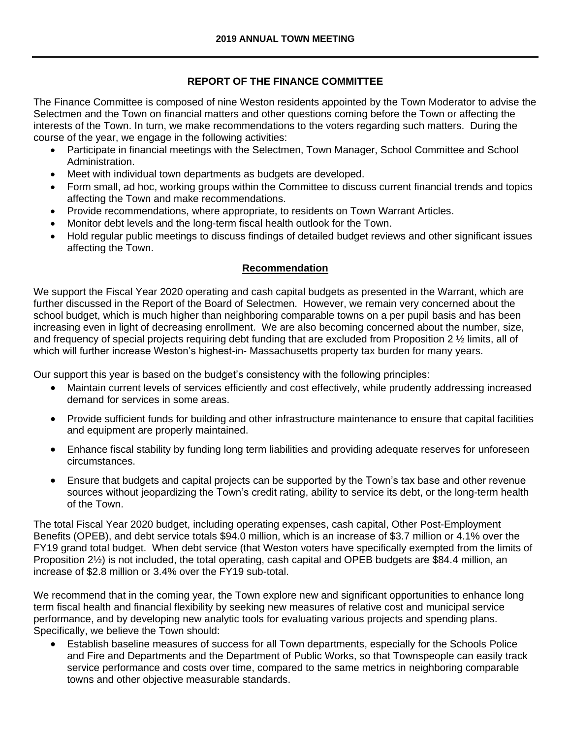## 2019 ANNUAL TOWN MEETING

### REPORT OF THE FINANCE COMMITTEE

The Finance Committee is composed of nine Weston residents appointed by the Town Moderator to advise the Selectmen and the Town on financial matters and other questions coming before the Town or affecting the interests of the Town. In turn, we make recommendations to the voters regarding such matters. During the course of the year, we engage in the following activities:

- Participate in financial meetings with the Selectmen, Town Manager, School Committee and School Administration.
- Meet with individual town departments as budgets are developed.
- Form small, ad hoc, working groups within the Committee to discuss current financial trends and topics affecting the Town and make recommendations.
- Provide recommendations, where appropriate, to residents on Town Warrant Articles.
- Monitor debt levels and the long-term fiscal health outlook for the Town.
- Hold regular public meetings to discuss findings of detailed budget reviews and other significant issues affecting the Town.

### Recommendation

We support the Fiscal Year 2020 operating and cash capital budgets as presented in the Warrant, which are further discussed in the Report of the Board of Selectmen. However, we remain very concerned about the school budget, which is much higher than neighboring comparable towns on a per pupil basis and has been increasing even in light of decreasing enrollment. We are also becoming concerned about the number, size, and frequency of special projects requiring debt funding that are excluded from Proposition 2 ½ limits, all of which will further increase Weston's highest-in- Massachusetts property tax burden for many years.

Our support this year is based on the budget's consistency with the following principles:

- Maintain current levels of services efficiently and cost effectively, while prudently addressing increased demand for services in some areas.
- Provide sufficient funds for building and other infrastructure maintenance to ensure that capital facilities and equipment are properly maintained.
- Enhance fiscal stability by funding long term liabilities and providing adequate reserves for unforeseen circumstances.
- Ensure that budgets and capital projects can be supported by the Town's tax base and other revenue sources without jeopardizing the Town's credit rating, ability to service its debt, or the long-term health of the Town.

The total Fiscal Year 2020 budget, including operating expenses, cash capital, Other Post-Employment Benefits (OPEB), and debt service totals $94.0 million, which is an increase of $3.7 million or 4.1% over the FY19 grand total budget. When debt service (that Weston voters have specifically exempted from the limits of Proposition 2½) is not included, the total operating, cash capital and OPEB budgets are $84.4 million, an increase of $2.8 million or 3.4% over the FY19 sub-total.

We recommend that in the coming year, the Town explore new and significant opportunities to enhance long term fiscal health and financial flexibility by seeking new measures of relative cost and municipal service performance, and by developing new analytic tools for evaluating various projects and spending plans. Specifically, we believe the Town should:

- Establish baseline measures of success for all Town departments, especially for the Schools Police and Fire and Departments and the Department of Public Works, so that Townspeople can easily track service performance and costs over time, compared to the same metrics in neighboring comparable towns and other objective measurable standards.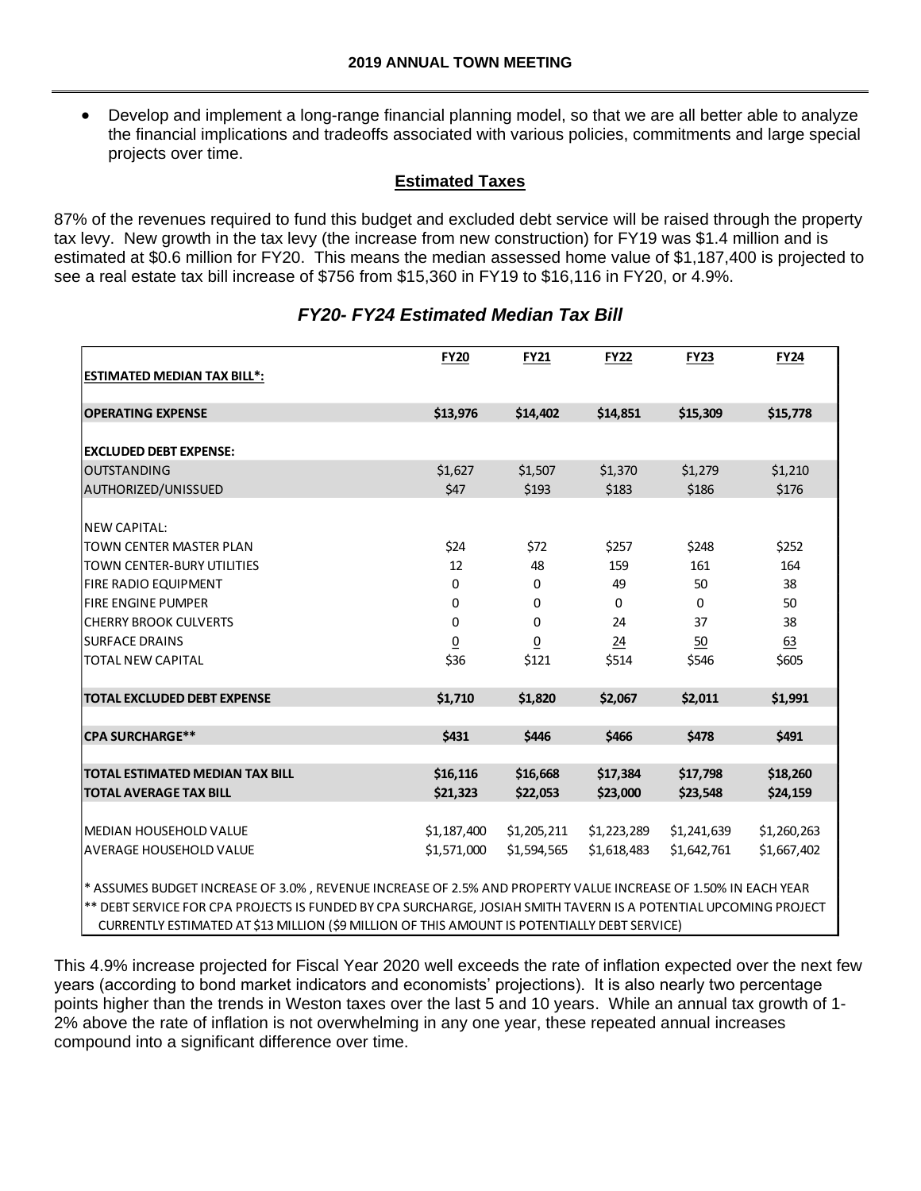- Develop and implement a long-range financial planning model, so that we are all better able to analyze the financial implications and tradeoffs associated with various policies, commitments and large special projects over time.

## Estimated Taxes

87% of the revenues required to fund this budget and excluded debt service will be raised through the property tax levy. New growth in the tax levy (the increase from new construction) for FY19 was $1.4 million and is estimated at $0.6 million for FY20. This means the median assessed home value of $1,187,400 is projected to see a real estate tax bill increase of $756 from $15,360 in FY19 to $16,116 in FY20, or 4.9%.

### *FY20- FY24 Estimated Median Tax Bill*

| ESTIMATED MEDIAN TAX BILL*: | FY20 | FY21 | FY22 | FY23 | FY24 |
|---|---|---|---|---|---|
| **OPERATING EXPENSE** | **$13,976** | **$14,402** | **$14,851** | **$15,309** | **$15,778** |
| **EXCLUDED DEBT EXPENSE:** | | | | | |
| OUTSTANDING | $1,627 | $1,507 | $1,370 | $1,279 | $1,210 |
| AUTHORIZED/UNISSUED | $47 | $193 | $183 | $186 | $176 |
| NEW CAPITAL: | | | | | |
| TOWN CENTER MASTER PLAN | $24 | $72 | $257 | $248 | $252 |
| TOWN CENTER-BURY UTILITIES | 12 | 48 | 159 | 161 | 164 |
| FIRE RADIO EQUIPMENT | 0 | 0 | 49 | 50 | 38 |
| FIRE ENGINE PUMPER | 0 | 0 | 0 | 0 | 50 |
| CHERRY BROOK CULVERTS | 0 | 0 | 24 | 37 | 38 |
| SURFACE DRAINS | 0 | 0 | 24 | 50 | 63 |
| TOTAL NEW CAPITAL | $36 | $121 | $514 | $546 | $605 |
| **TOTAL EXCLUDED DEBT EXPENSE** | **$1,710** | **$1,820** | **$2,067** | **$2,011** | **$1,991** |
| **CPA SURCHARGE**** | **$431** | **$446** | **$466** | **$478** | **$491** |
| **TOTAL ESTIMATED MEDIAN TAX BILL** | **$16,116** | **$16,668** | **$17,384** | **$17,798** | **$18,260** |
| **TOTAL AVERAGE TAX BILL** | **$21,323** | **$22,053** | **$23,000** | **$23,548** | **$24,159** |
| MEDIAN HOUSEHOLD VALUE | $1,187,400 | $1,205,211 | $1,223,289 | $1,241,639 | $1,260,263 |
| AVERAGE HOUSEHOLD VALUE | $1,571,000 | $1,594,565 | $1,618,483 | $1,642,761 | $1,667,402 |

* ASSUMES BUDGET INCREASE OF 3.0% , REVENUE INCREASE OF 2.5% AND PROPERTY VALUE INCREASE OF 1.50% IN EACH YEAR

** DEBT SERVICE FOR CPA PROJECTS IS FUNDED BY CPA SURCHARGE, JOSIAH SMITH TAVERN IS A POTENTIAL UPCOMING PROJECT CURRENTLY ESTIMATED AT $13 MILLION ($9 MILLION OF THIS AMOUNT IS POTENTIALLY DEBT SERVICE)

This 4.9% increase projected for Fiscal Year 2020 well exceeds the rate of inflation expected over the next few years (according to bond market indicators and economists' projections). It is also nearly two percentage points higher than the trends in Weston taxes over the last 5 and 10 years. While an annual tax growth of 1-2% above the rate of inflation is not overwhelming in any one year, these repeated annual increases compound into a significant difference over time.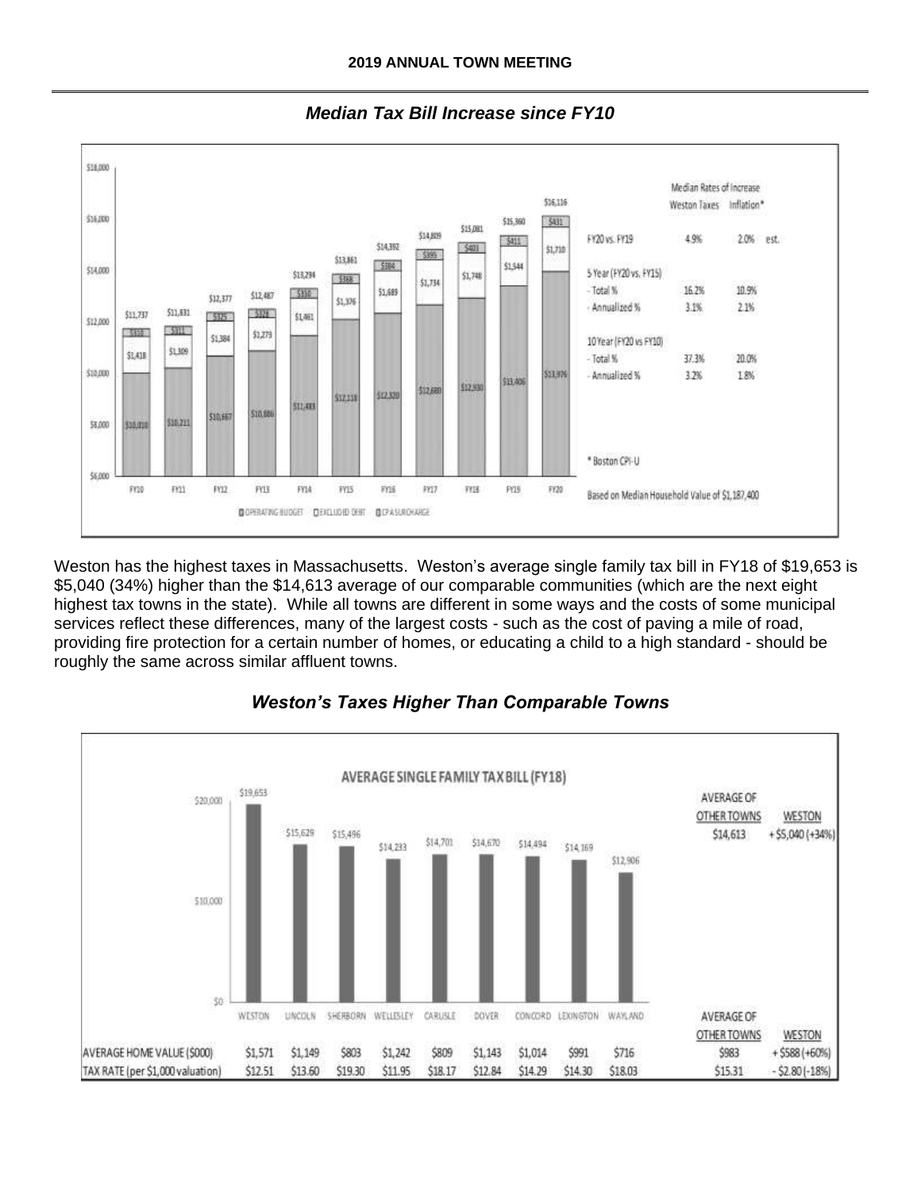### *Median Tax Bill Increase since FY10*

| | FY10 | FY11 | FY12 | FY13 | FY14 | FY15 | FY16 | FY17 | FY18 | FY19 | FY20 |
|---|---|---|---|---|---|---|---|---|---|---|---|
| Total | $11,737 | $11,831 | $12,377 | $12,487 | $13,294 | $13,861 | $14,392 | $14,809 | $15,081 | $15,360 | $16,116 |
| CPA Surcharge | $310 | $311 | $325 | $328 | $350 | $368 | $384 | $395 | $403 | $411 | $431 |
| Excluded Debt | $1,418 | $1,309 | $1,384 | $1,273 | $1,461 | $1,376 | $1,689 | $1,734 | $1,748 | $1,544 | $1,710 |
| Operating Budget | $10,010 | $10,211 | $10,667 | $10,886 | $11,483 | $12,118 | $12,320 | $12,680 | $12,930 | $13,406 | $13,976 |

Median Rates of Increase

| | Weston Taxes | Inflation* |
|---|---|---|
| FY20 vs. FY19 | 4.9% | 2.0% est. |
| 5 Year (FY20 vs. FY15) | | |
| - Total % | 16.2% | 10.9% |
| - Annualized % | 3.1% | 2.1% |
| 10 Year (FY20 vs FY10) | | |
| - Total % | 37.3% | 20.0% |
| - Annualized % | 3.2% | 1.8% |

\* Boston CPI-U

Based on Median Household Value of $1,187,400

Weston has the highest taxes in Massachusetts. Weston's average single family tax bill in FY18 of $19,653 is $5,040 (34%) higher than the $14,613 average of our comparable communities (which are the next eight highest tax towns in the state). While all towns are different in some ways and the costs of some municipal services reflect these differences, many of the largest costs - such as the cost of paving a mile of road, providing fire protection for a certain number of homes, or educating a child to a high standard - should be roughly the same across similar affluent towns.

### *Weston's Taxes Higher Than Comparable Towns*

AVERAGE SINGLE FAMILY TAX BILL (FY18)

| | WESTON | LINCOLN | SHERBORN | WELLESLEY | CARLISLE | DOVER | CONCORD | LEXINGTON | WAYLAND | AVERAGE OF OTHER TOWNS | WESTON |
|---|---|---|---|---|---|---|---|---|---|---|---|
| AVERAGE SINGLE FAMILY TAX BILL (FY18) | $19,653 | $15,629 | $15,496 | $14,233 | $14,701 | $14,670 | $14,494 | $14,169 | $12,906 | $14,613 | + $5,040 (+34%) |
| AVERAGE HOME VALUE ($000) | $1,571 | $1,149 | $803 | $1,242 | $809 | $1,143 | $1,014 | $991 | $716 | $983 | + $588 (+60%) |
| TAX RATE (per $1,000 valuation) | $12.51 | $13.60 | $19.30 | $11.95 | $18.17 | $12.84 | $14.29 | $14.30 | $18.03 | $15.31 | - $2.80 (-18%) |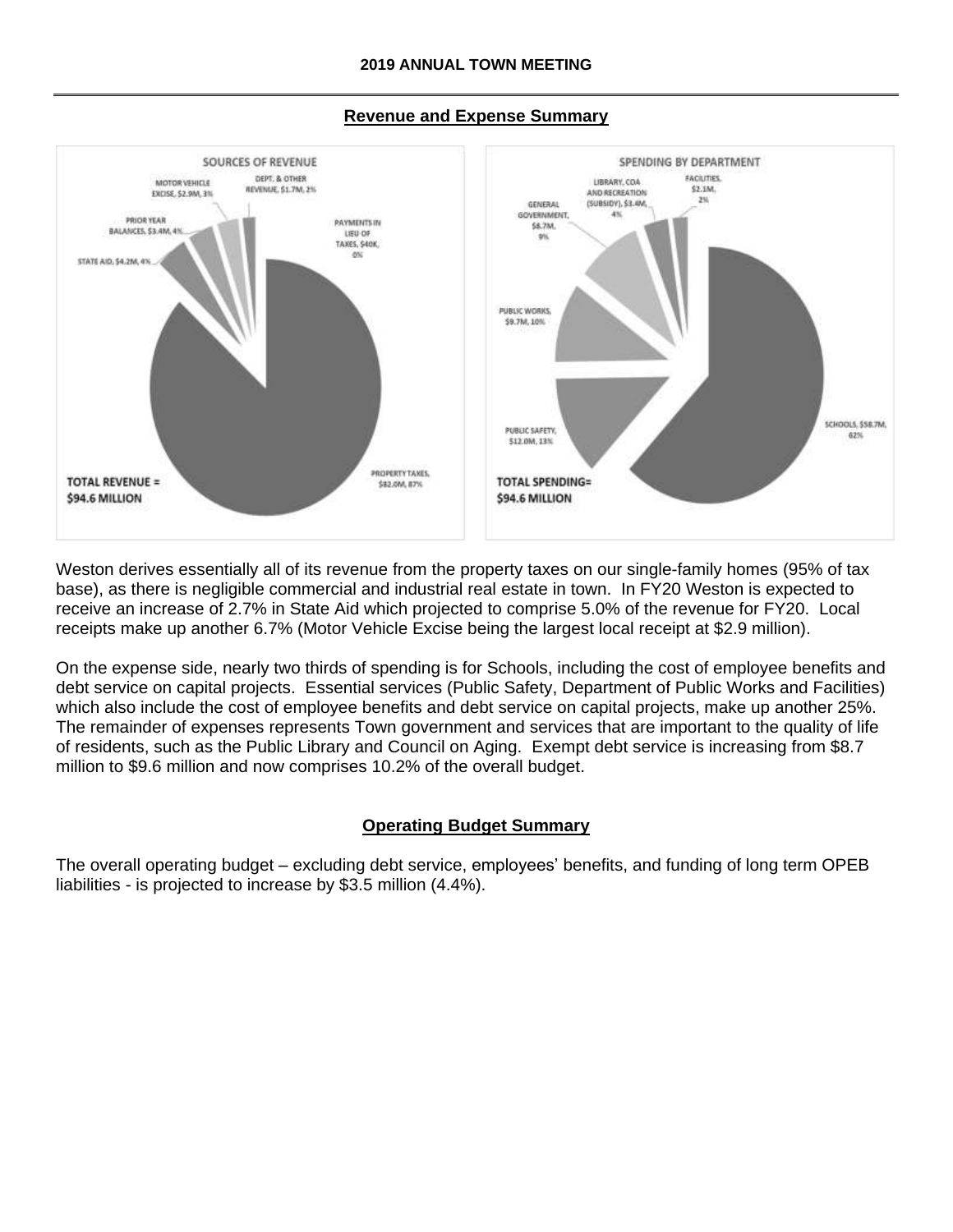## Revenue and Expense Summary

**SOURCES OF REVENUE**

- PROPERTY TAXES, $82.0M, 87%
- STATE AID, $4.2M, 4%
- PRIOR YEAR BALANCES, $3.4M, 4%
- MOTOR VEHICLE EXCISE, $2.9M, 3%
- DEPT. & OTHER REVENUE, $1.7M, 2%
- PAYMENTS IN LIEU OF TAXES, $40K, 0%

**TOTAL REVENUE = $94.6 MILLION**

**SPENDING BY DEPARTMENT**

- SCHOOLS, $58.7M, 62%
- PUBLIC SAFETY, $12.0M, 13%
- PUBLIC WORKS, $9.7M, 10%
- GENERAL GOVERNMENT, $8.7M, 9%
- LIBRARY, COA AND RECREATION (SUBSIDY), $3.4M, 4%
- FACILITIES, $2.1M, 2%

**TOTAL SPENDING= $94.6 MILLION**

Weston derives essentially all of its revenue from the property taxes on our single-family homes (95% of tax base), as there is negligible commercial and industrial real estate in town. In FY20 Weston is expected to receive an increase of 2.7% in State Aid which projected to comprise 5.0% of the revenue for FY20. Local receipts make up another 6.7% (Motor Vehicle Excise being the largest local receipt at $2.9 million).

On the expense side, nearly two thirds of spending is for Schools, including the cost of employee benefits and debt service on capital projects. Essential services (Public Safety, Department of Public Works and Facilities) which also include the cost of employee benefits and debt service on capital projects, make up another 25%. The remainder of expenses represents Town government and services that are important to the quality of life of residents, such as the Public Library and Council on Aging. Exempt debt service is increasing from $8.7 million to $9.6 million and now comprises 10.2% of the overall budget.

## Operating Budget Summary

The overall operating budget – excluding debt service, employees' benefits, and funding of long term OPEB liabilities - is projected to increase by $3.5 million (4.4%).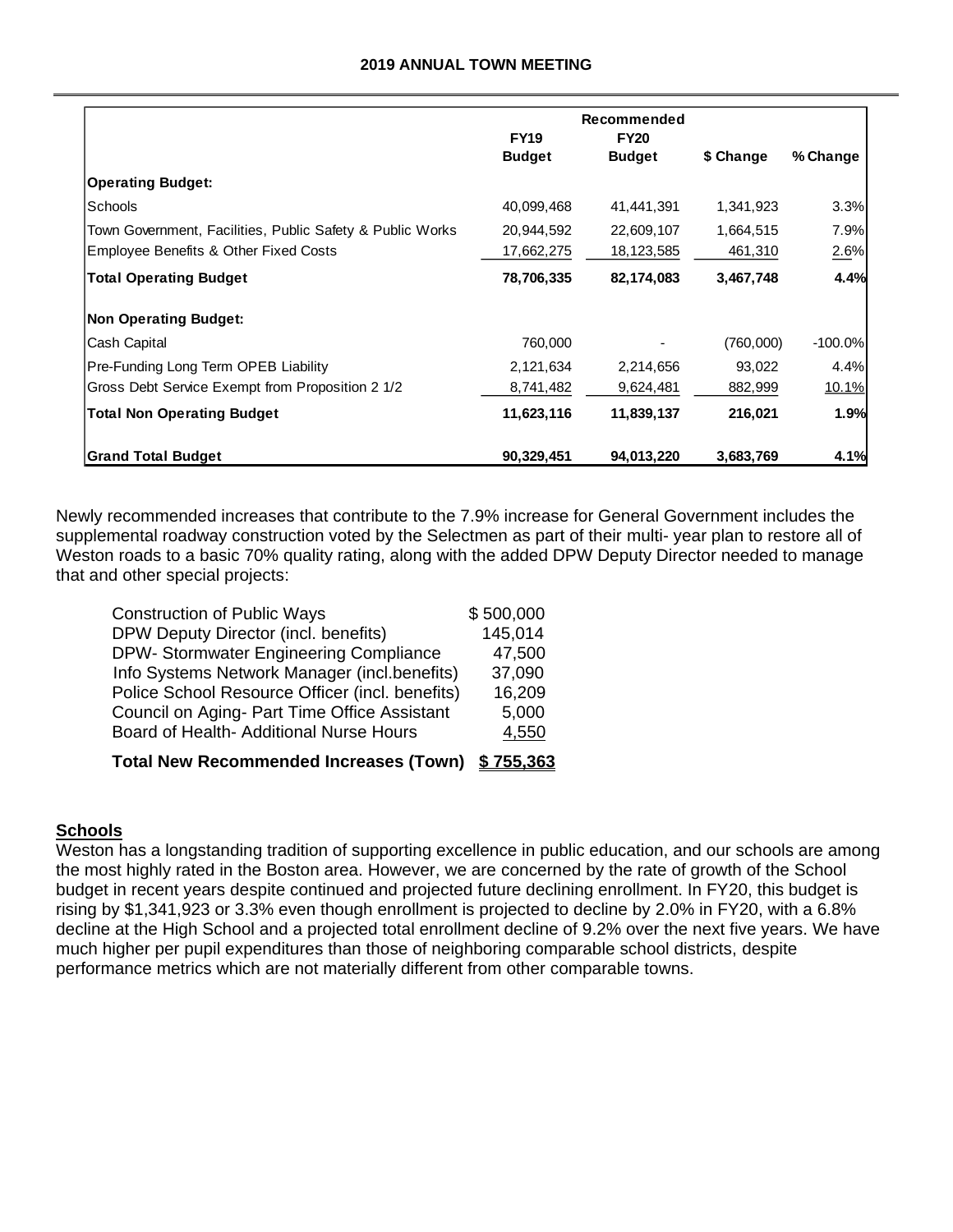| | FY19 Budget | Recommended FY20 Budget | $ Change | % Change |
|---|---|---|---|---|
| **Operating Budget:** | | | | |
| Schools | 40,099,468 | 41,441,391 | 1,341,923 | 3.3% |
| Town Government, Facilities, Public Safety & Public Works | 20,944,592 | 22,609,107 | 1,664,515 | 7.9% |
| Employee Benefits & Other Fixed Costs | 17,662,275 | 18,123,585 | 461,310 | 2.6% |
| **Total Operating Budget** | **78,706,335** | **82,174,083** | **3,467,748** | **4.4%** |
| **Non Operating Budget:** | | | | |
| Cash Capital | 760,000 | - | (760,000) | -100.0% |
| Pre-Funding Long Term OPEB Liability | 2,121,634 | 2,214,656 | 93,022 | 4.4% |
| Gross Debt Service Exempt from Proposition 2 1/2 | 8,741,482 | 9,624,481 | 882,999 | 10.1% |
| **Total Non Operating Budget** | **11,623,116** | **11,839,137** | **216,021** | **1.9%** |
| **Grand Total Budget** | **90,329,451** | **94,013,220** | **3,683,769** | **4.1%** |

Newly recommended increases that contribute to the 7.9% increase for General Government includes the supplemental roadway construction voted by the Selectmen as part of their multi- year plan to restore all of Weston roads to a basic 70% quality rating, along with the added DPW Deputy Director needed to manage that and other special projects:

| | |
|---|---|
| Construction of Public Ways | $ 500,000 |
| DPW Deputy Director (incl. benefits) | 145,014 |
| DPW- Stormwater Engineering Compliance | 47,500 |
| Info Systems Network Manager (incl.benefits) | 37,090 |
| Police School Resource Officer (incl. benefits) | 16,209 |
| Council on Aging- Part Time Office Assistant | 5,000 |
| Board of Health- Additional Nurse Hours | 4,550 |
| **Total New Recommended Increases (Town)** | **$ 755,363** |

## Schools

Weston has a longstanding tradition of supporting excellence in public education, and our schools are among the most highly rated in the Boston area. However, we are concerned by the rate of growth of the School budget in recent years despite continued and projected future declining enrollment. In FY20, this budget is rising by $1,341,923 or 3.3% even though enrollment is projected to decline by 2.0% in FY20, with a 6.8% decline at the High School and a projected total enrollment decline of 9.2% over the next five years. We have much higher per pupil expenditures than those of neighboring comparable school districts, despite performance metrics which are not materially different from other comparable towns.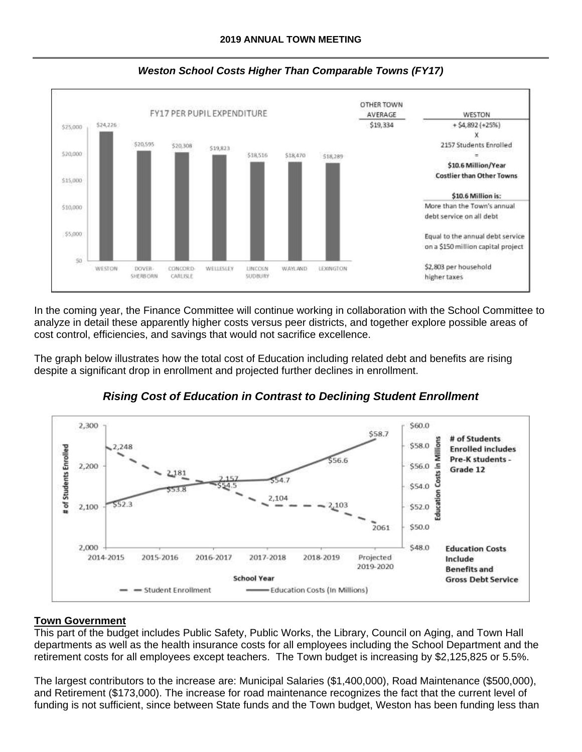*Weston School Costs Higher Than Comparable Towns (FY17)*

FY17 PER PUPIL EXPENDITURE

| District | Per Pupil Expenditure |
|---|---|
| WESTON | $24,226 |
| DOVER-SHERBORN | $20,595 |
| CONCORD-CARLISLE | $20,308 |
| WELLESLEY | $19,823 |
| LINCOLN SUDBURY | $18,516 |
| WAYLAND | $18,470 |
| LEXINGTON | $18,289 |

| OTHER TOWN AVERAGE | WESTON |
|---|---|
| $19,334 | + $4,892 (+25%) x 2157 Students Enrolled = **$10.6 Million/Year Costlier than Other Towns** |

**$10.6 Million is:**

More than the Town's annual debt service on all debt

Equal to the annual debt service on a $150 million capital project

$2,803 per household higher taxes

In the coming year, the Finance Committee will continue working in collaboration with the School Committee to analyze in detail these apparently higher costs versus peer districts, and together explore possible areas of cost control, efficiencies, and savings that would not sacrifice excellence.

The graph below illustrates how the total cost of Education including related debt and benefits are rising despite a significant drop in enrollment and projected further declines in enrollment.

*Rising Cost of Education in Contrast to Declining Student Enrollment*

| School Year | # of Students Enrolled | Education Costs (In Millions) |
|---|---|---|
| 2014-2015 | 2,248 | $52.3 |
| 2015-2016 | 2,181 | $53.8 |
| 2016-2017 | 2,157 | $54.5 |
| 2017-2018 | 2,104 | $54.7 |
| 2018-2019 | 2,103 | $56.6 |
| Projected 2019-2020 | 2061 | $58.7 |

**# of Students Enrolled includes Pre-K students - Grade 12**

**Education Costs Include Benefits and Gross Debt Service**

## Town Government

This part of the budget includes Public Safety, Public Works, the Library, Council on Aging, and Town Hall departments as well as the health insurance costs for all employees including the School Department and the retirement costs for all employees except teachers. The Town budget is increasing by $2,125,825 or 5.5%.

The largest contributors to the increase are: Municipal Salaries ($1,400,000), Road Maintenance ($500,000), and Retirement ($173,000). The increase for road maintenance recognizes the fact that the current level of funding is not sufficient, since between State funds and the Town budget, Weston has been funding less than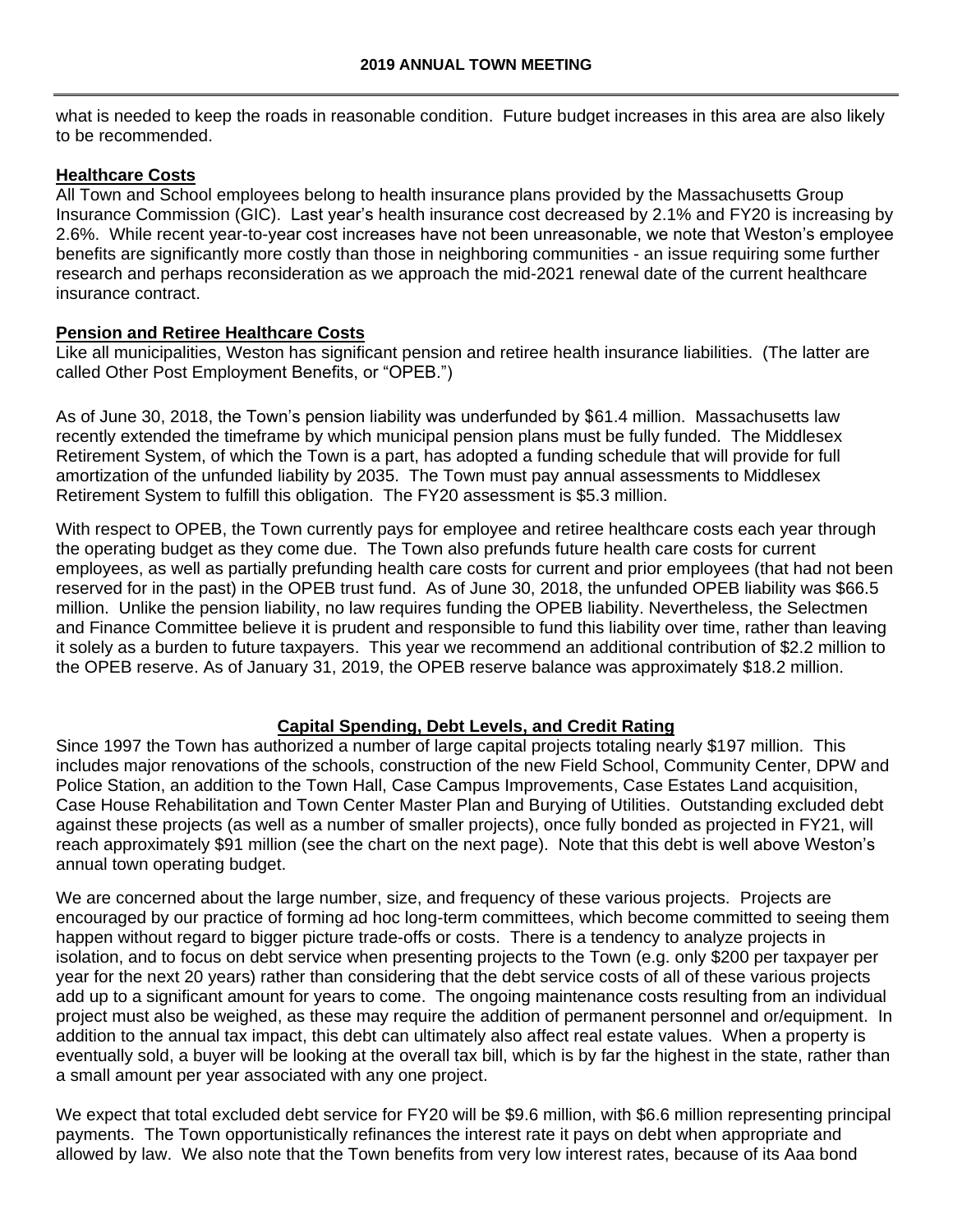what is needed to keep the roads in reasonable condition. Future budget increases in this area are also likely to be recommended.

**Healthcare Costs**

All Town and School employees belong to health insurance plans provided by the Massachusetts Group Insurance Commission (GIC). Last year's health insurance cost decreased by 2.1% and FY20 is increasing by 2.6%. While recent year-to-year cost increases have not been unreasonable, we note that Weston's employee benefits are significantly more costly than those in neighboring communities - an issue requiring some further research and perhaps reconsideration as we approach the mid-2021 renewal date of the current healthcare insurance contract.

**Pension and Retiree Healthcare Costs**

Like all municipalities, Weston has significant pension and retiree health insurance liabilities. (The latter are called Other Post Employment Benefits, or "OPEB.")

As of June 30, 2018, the Town's pension liability was underfunded by $61.4 million. Massachusetts law recently extended the timeframe by which municipal pension plans must be fully funded. The Middlesex Retirement System, of which the Town is a part, has adopted a funding schedule that will provide for full amortization of the unfunded liability by 2035. The Town must pay annual assessments to Middlesex Retirement System to fulfill this obligation. The FY20 assessment is $5.3 million.

With respect to OPEB, the Town currently pays for employee and retiree healthcare costs each year through the operating budget as they come due. The Town also prefunds future health care costs for current employees, as well as partially prefunding health care costs for current and prior employees (that had not been reserved for in the past) in the OPEB trust fund. As of June 30, 2018, the unfunded OPEB liability was $66.5 million. Unlike the pension liability, no law requires funding the OPEB liability. Nevertheless, the Selectmen and Finance Committee believe it is prudent and responsible to fund this liability over time, rather than leaving it solely as a burden to future taxpayers. This year we recommend an additional contribution of $2.2 million to the OPEB reserve. As of January 31, 2019, the OPEB reserve balance was approximately $18.2 million.

## Capital Spending, Debt Levels, and Credit Rating

Since 1997 the Town has authorized a number of large capital projects totaling nearly $197 million. This includes major renovations of the schools, construction of the new Field School, Community Center, DPW and Police Station, an addition to the Town Hall, Case Campus Improvements, Case Estates Land acquisition, Case House Rehabilitation and Town Center Master Plan and Burying of Utilities. Outstanding excluded debt against these projects (as well as a number of smaller projects), once fully bonded as projected in FY21, will reach approximately $91 million (see the chart on the next page). Note that this debt is well above Weston's annual town operating budget.

We are concerned about the large number, size, and frequency of these various projects. Projects are encouraged by our practice of forming ad hoc long-term committees, which become committed to seeing them happen without regard to bigger picture trade-offs or costs. There is a tendency to analyze projects in isolation, and to focus on debt service when presenting projects to the Town (e.g. only $200 per taxpayer per year for the next 20 years) rather than considering that the debt service costs of all of these various projects add up to a significant amount for years to come. The ongoing maintenance costs resulting from an individual project must also be weighed, as these may require the addition of permanent personnel and or/equipment. In addition to the annual tax impact, this debt can ultimately also affect real estate values. When a property is eventually sold, a buyer will be looking at the overall tax bill, which is by far the highest in the state, rather than a small amount per year associated with any one project.

We expect that total excluded debt service for FY20 will be $9.6 million, with $6.6 million representing principal payments. The Town opportunistically refinances the interest rate it pays on debt when appropriate and allowed by law. We also note that the Town benefits from very low interest rates, because of its Aaa bond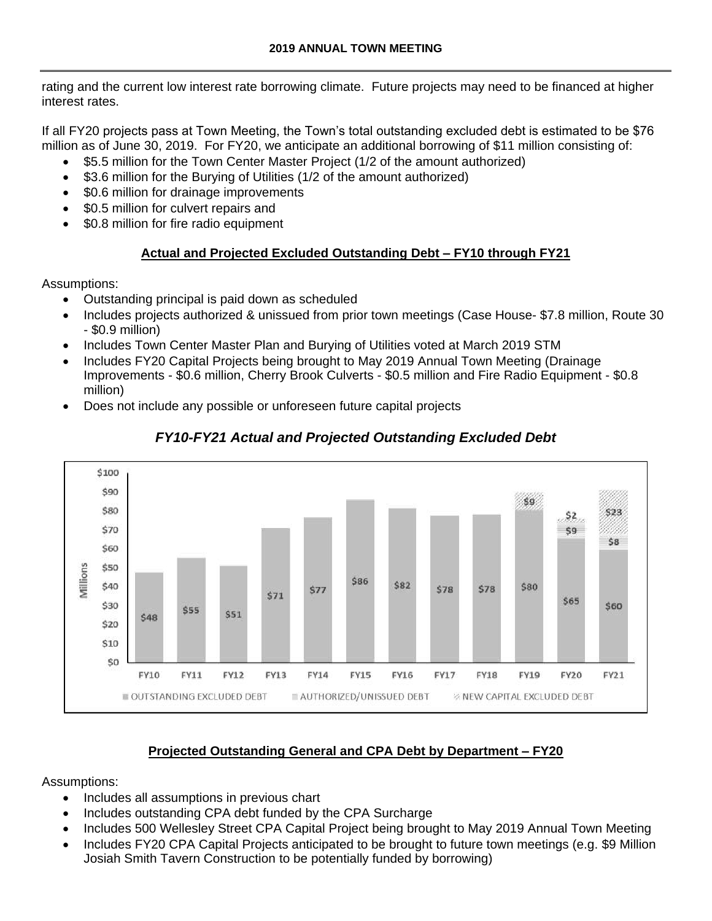rating and the current low interest rate borrowing climate. Future projects may need to be financed at higher interest rates.

If all FY20 projects pass at Town Meeting, the Town's total outstanding excluded debt is estimated to be $76 million as of June 30, 2019. For FY20, we anticipate an additional borrowing of $11 million consisting of:

- $5.5 million for the Town Center Master Project (1/2 of the amount authorized)
- $3.6 million for the Burying of Utilities (1/2 of the amount authorized)
- $0.6 million for drainage improvements
- $0.5 million for culvert repairs and
- $0.8 million for fire radio equipment

**Actual and Projected Excluded Outstanding Debt – FY10 through FY21**

Assumptions:

- Outstanding principal is paid down as scheduled
- Includes projects authorized & unissued from prior town meetings (Case House- $7.8 million, Route 30 - $0.9 million)
- Includes Town Center Master Plan and Burying of Utilities voted at March 2019 STM
- Includes FY20 Capital Projects being brought to May 2019 Annual Town Meeting (Drainage Improvements - $0.6 million, Cherry Brook Culverts - $0.5 million and Fire Radio Equipment - $0.8 million)
- Does not include any possible or unforeseen future capital projects

***FY10-FY21 Actual and Projected Outstanding Excluded Debt***

**Projected Outstanding General and CPA Debt by Department – FY20**

Assumptions:

- Includes all assumptions in previous chart
- Includes outstanding CPA debt funded by the CPA Surcharge
- Includes 500 Wellesley Street CPA Capital Project being brought to May 2019 Annual Town Meeting
- Includes FY20 CPA Capital Projects anticipated to be brought to future town meetings (e.g. $9 Million Josiah Smith Tavern Construction to be potentially funded by borrowing)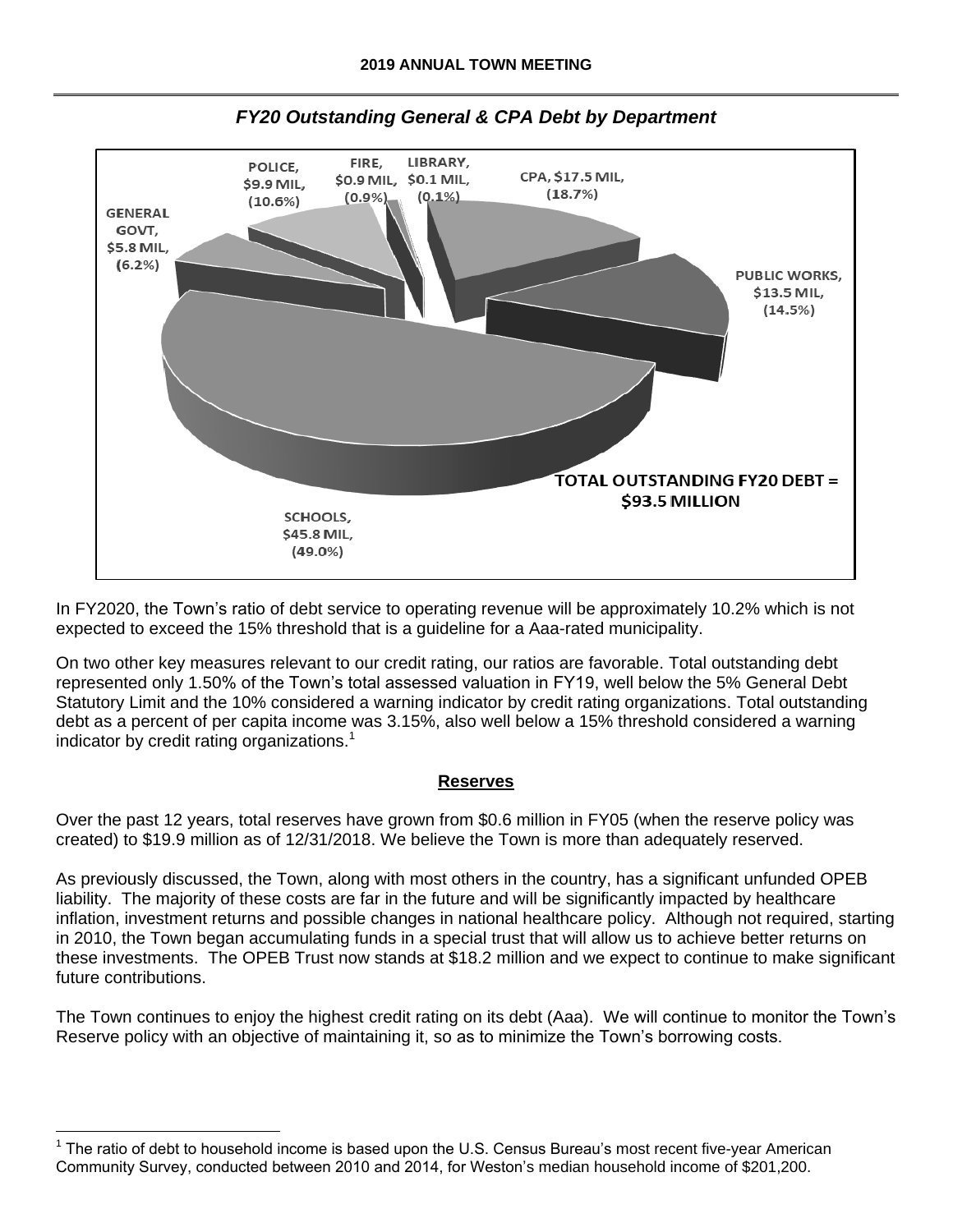*FY20 Outstanding General & CPA Debt by Department*

POLICE, $9.9 MIL, (10.6%)

FIRE, $0.9 MIL, (0.9%)

LIBRARY, $0.1 MIL, (0.1%)

CPA, $17.5 MIL, (18.7%)

GENERAL GOVT, $5.8 MIL, (6.2%)

PUBLIC WORKS, $13.5 MIL, (14.5%)

SCHOOLS, $45.8 MIL, (49.0%)

TOTAL OUTSTANDING FY20 DEBT = $93.5 MILLION

In FY2020, the Town's ratio of debt service to operating revenue will be approximately 10.2% which is not expected to exceed the 15% threshold that is a guideline for a Aaa-rated municipality.

On two other key measures relevant to our credit rating, our ratios are favorable. Total outstanding debt represented only 1.50% of the Town's total assessed valuation in FY19, well below the 5% General Debt Statutory Limit and the 10% considered a warning indicator by credit rating organizations. Total outstanding debt as a percent of per capita income was 3.15%, also well below a 15% threshold considered a warning indicator by credit rating organizations.[1]

## Reserves

Over the past 12 years, total reserves have grown from $0.6 million in FY05 (when the reserve policy was created) to $19.9 million as of 12/31/2018. We believe the Town is more than adequately reserved.

As previously discussed, the Town, along with most others in the country, has a significant unfunded OPEB liability. The majority of these costs are far in the future and will be significantly impacted by healthcare inflation, investment returns and possible changes in national healthcare policy. Although not required, starting in 2010, the Town began accumulating funds in a special trust that will allow us to achieve better returns on these investments. The OPEB Trust now stands at $18.2 million and we expect to continue to make significant future contributions.

The Town continues to enjoy the highest credit rating on its debt (Aaa). We will continue to monitor the Town's Reserve policy with an objective of maintaining it, so as to minimize the Town's borrowing costs.

[1] The ratio of debt to household income is based upon the U.S. Census Bureau's most recent five-year American Community Survey, conducted between 2010 and 2014, for Weston's median household income of $201,200.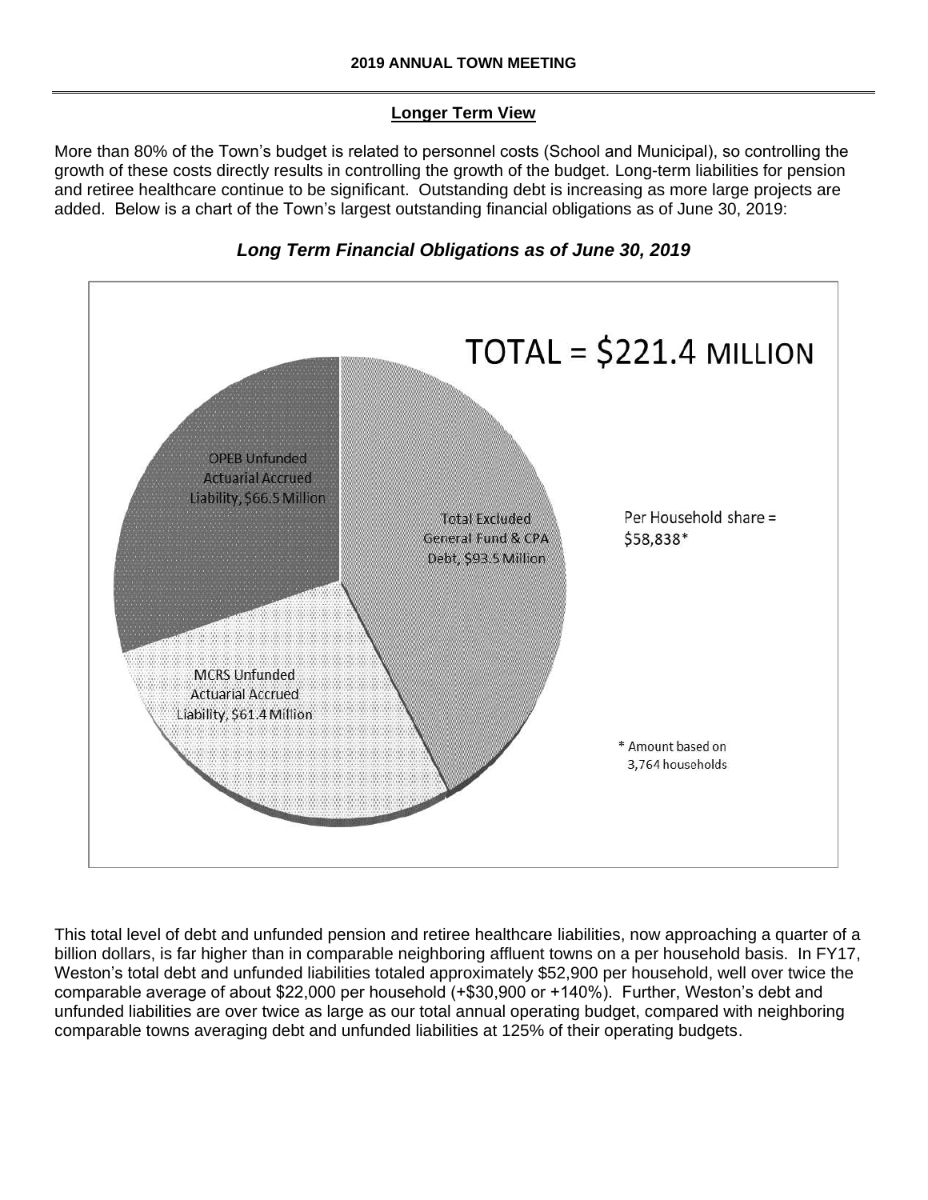## Longer Term View

More than 80% of the Town's budget is related to personnel costs (School and Municipal), so controlling the growth of these costs directly results in controlling the growth of the budget. Long-term liabilities for pension and retiree healthcare continue to be significant. Outstanding debt is increasing as more large projects are added. Below is a chart of the Town's largest outstanding financial obligations as of June 30, 2019:

***Long Term Financial Obligations as of June 30, 2019***

TOTAL = $221.4 MILLION

- OPEB Unfunded Actuarial Accrued Liability, $66.5 Million
- Total Excluded General Fund & CPA Debt, $93.5 Million
- MCRS Unfunded Actuarial Accrued Liability, $61.4 Million

Per Household share = $58,838*

\* Amount based on 3,764 households

This total level of debt and unfunded pension and retiree healthcare liabilities, now approaching a quarter of a billion dollars, is far higher than in comparable neighboring affluent towns on a per household basis. In FY17, Weston's total debt and unfunded liabilities totaled approximately $52,900 per household, well over twice the comparable average of about $22,000 per household (+$30,900 or +140%). Further, Weston's debt and unfunded liabilities are over twice as large as our total annual operating budget, compared with neighboring comparable towns averaging debt and unfunded liabilities at 125% of their operating budgets.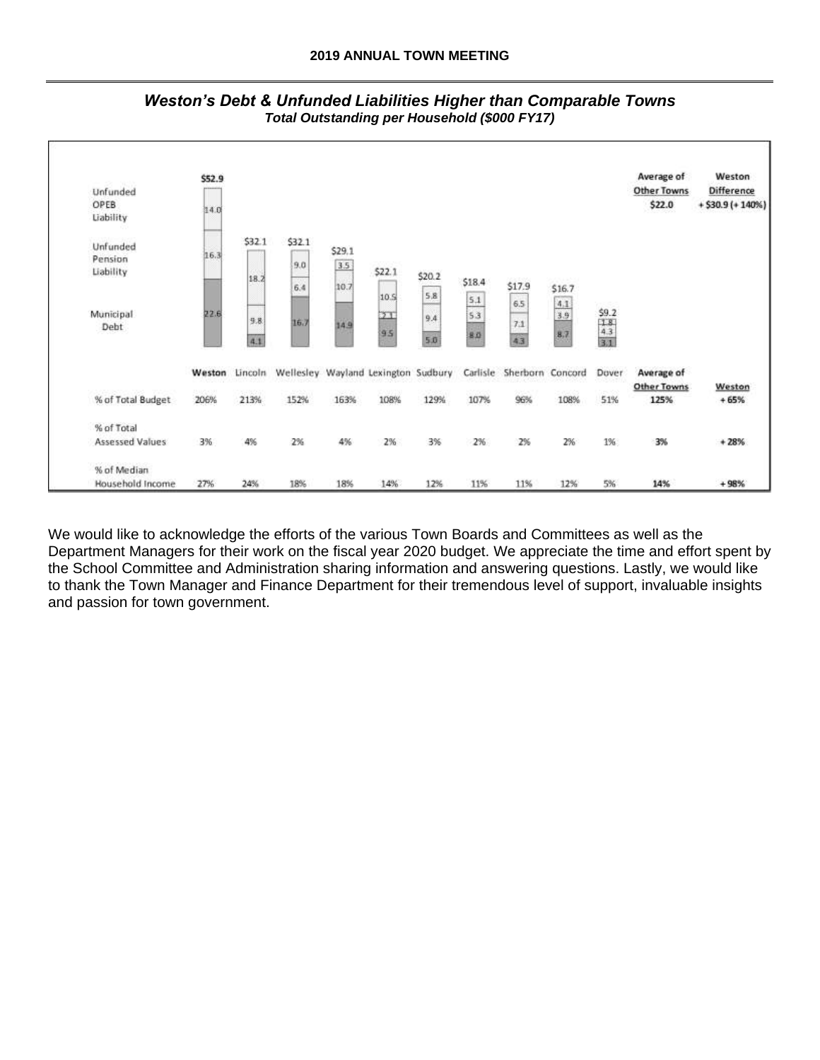***Weston's Debt & Unfunded Liabilities Higher than Comparable Towns***
***Total Outstanding per Household ($000 FY17)***

Unfunded OPEB Liability

Unfunded Pension Liability

Municipal Debt

Weston: $52.9 — 14.0, 16.3, 22.6

Lincoln: $32.1 — 18.2, 9.8, 4.1

Wellesley: $32.1 — 9.0, 6.4, 16.7

Wayland: $29.1 — 3.5, 10.7, 14.9

Lexington: $22.1 — 10.5, 2.1, 9.5

Sudbury: $20.2 — 5.8, 9.4, 5.0

Carlisle: $18.4 — 5.1, 5.3, 8.0

Sherborn: $17.9 — 6.5, 7.1, 4.3

Concord: $16.7 — 4.1, 3.9, 8.7

Dover: $9.2 — 1.8, 4.3, 3.1

Average of Other Towns: $22.0

Weston Difference: + $30.9 (+ 140%)

Weston Lincoln Wellesley Wayland Lexington Sudbury Carlisle Sherborn Concord Dover Average of Other Towns Weston

% of Total Budget: 206% 213% 152% 163% 108% 129% 107% 96% 108% 51% 125% + 65%

% of Total Assessed Values: 3% 4% 2% 4% 2% 3% 2% 2% 2% 1% 3% + 28%

% of Median Household Income: 27% 24% 18% 18% 14% 12% 11% 11% 12% 5% 14% + 98%

We would like to acknowledge the efforts of the various Town Boards and Committees as well as the Department Managers for their work on the fiscal year 2020 budget. We appreciate the time and effort spent by the School Committee and Administration sharing information and answering questions. Lastly, we would like to thank the Town Manager and Finance Department for their tremendous level of support, invaluable insights and passion for town government.